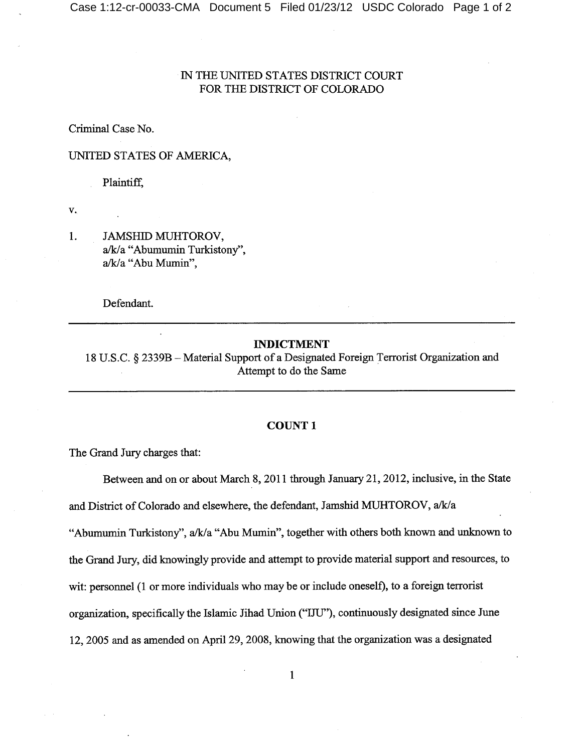IN THE UNITED STATES DISTRICT COURT
FOR THE DISTRICT OF COLORADO

Criminal Case No.

UNITED STATES OF AMERICA,

Plaintiff,

v.

1. JAMSHID MUHTOROV,
   a/k/a "Abumumin Turkistony",
   a/k/a "Abu Mumin",

Defendant.

---

## INDICTMENT

18 U.S.C. § 2339B – Material Support of a Designated Foreign Terrorist Organization and Attempt to do the Same

---

### COUNT 1

The Grand Jury charges that:

Between and on or about March 8, 2011 through January 21, 2012, inclusive, in the State and District of Colorado and elsewhere, the defendant, Jamshid MUHTOROV, a/k/a "Abumumin Turkistony", a/k/a "Abu Mumin", together with others both known and unknown to the Grand Jury, did knowingly provide and attempt to provide material support and resources, to wit: personnel (1 or more individuals who may be or include oneself), to a foreign terrorist organization, specifically the Islamic Jihad Union ("IJU"), continuously designated since June 12, 2005 and as amended on April 29, 2008, knowing that the organization was a designated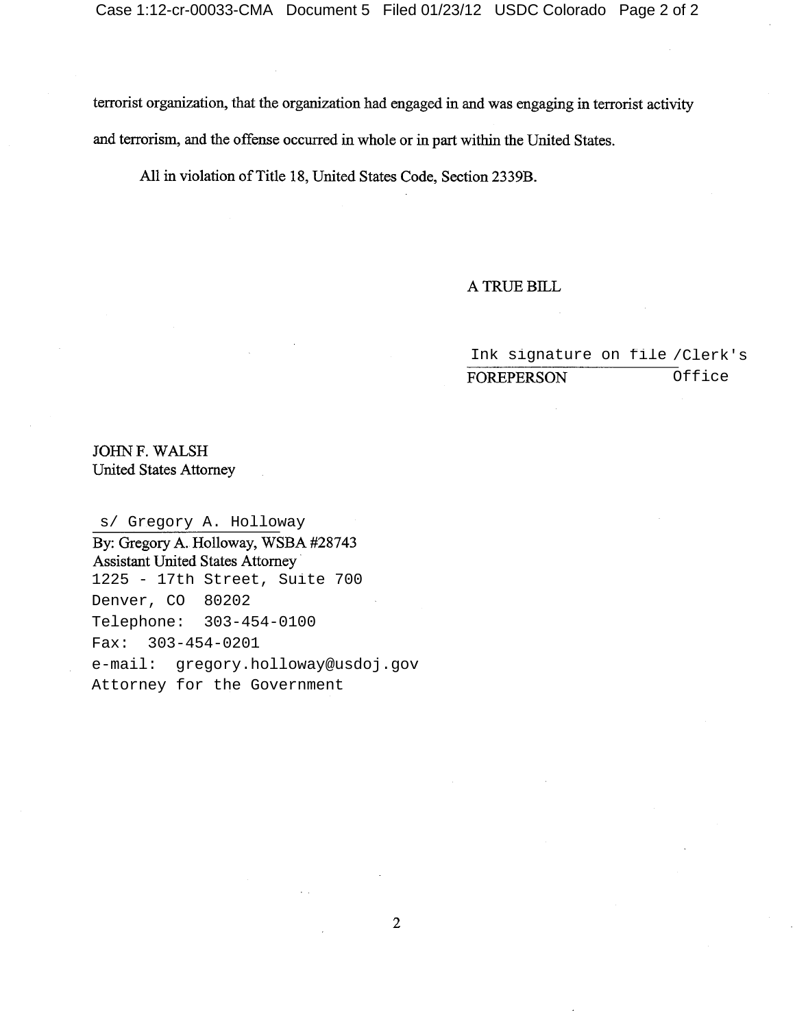terrorist organization, that the organization had engaged in and was engaging in terrorist activity and terrorism, and the offense occurred in whole or in part within the United States.

All in violation of Title 18, United States Code, Section 2339B.

A TRUE BILL

Ink signature on file /Clerk's Office
FOREPERSON

JOHN F. WALSH
United States Attorney

s/ Gregory A. Holloway
By: Gregory A. Holloway, WSBA #28743
Assistant United States Attorney
1225 - 17th Street, Suite 700
Denver, CO 80202
Telephone: 303-454-0100
Fax: 303-454-0201
e-mail: gregory.holloway@usdoj.gov
Attorney for the Government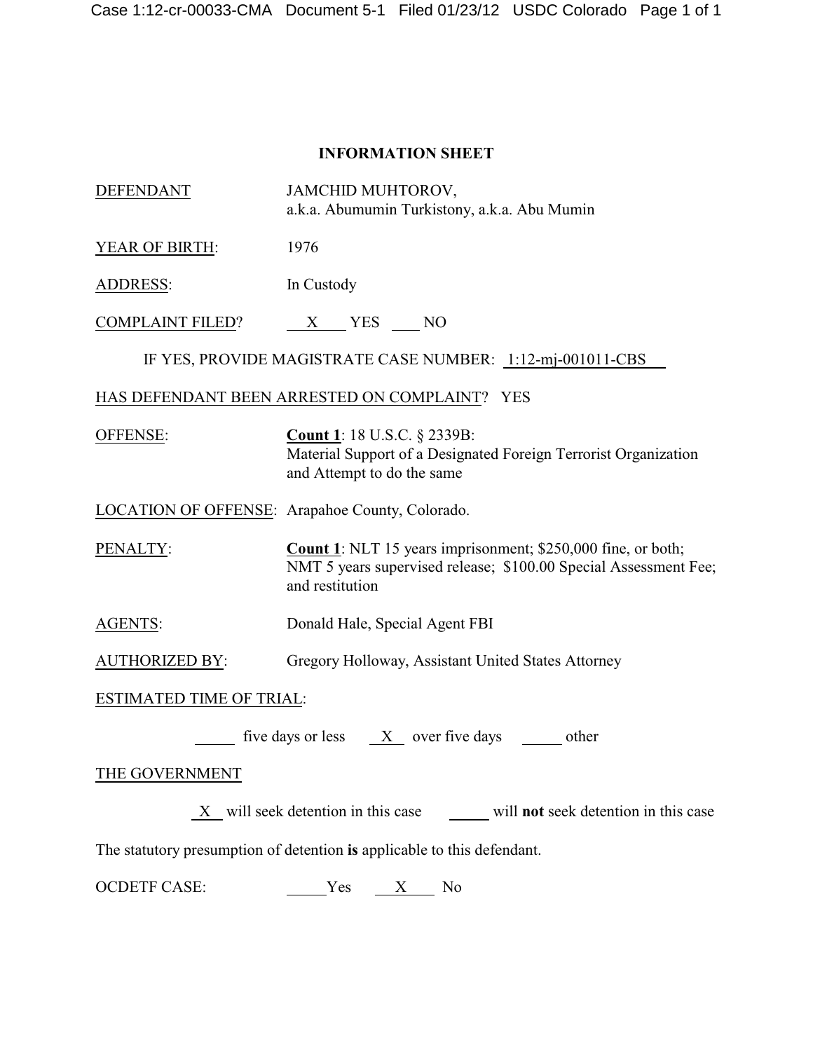# INFORMATION SHEET

DEFENDANT: JAMCHID MUHTOROV,
a.k.a. Abumumin Turkistony, a.k.a. Abu Mumin

YEAR OF BIRTH: 1976

ADDRESS: In Custody

COMPLAINT FILED? X YES ___ NO

IF YES, PROVIDE MAGISTRATE CASE NUMBER: 1:12-mj-001011-CBS

HAS DEFENDANT BEEN ARRESTED ON COMPLAINT? YES

OFFENSE: **Count 1**: 18 U.S.C. § 2339B:
Material Support of a Designated Foreign Terrorist Organization and Attempt to do the same

LOCATION OF OFFENSE: Arapahoe County, Colorado.

PENALTY: **Count 1**: NLT 15 years imprisonment; $250,000 fine, or both; NMT 5 years supervised release; $100.00 Special Assessment Fee; and restitution

AGENTS: Donald Hale, Special Agent FBI

AUTHORIZED BY: Gregory Holloway, Assistant United States Attorney

ESTIMATED TIME OF TRIAL:

___ five days or less X over five days ___ other

THE GOVERNMENT

X will seek detention in this case ___ will **not** seek detention in this case

The statutory presumption of detention **is** applicable to this defendant.

OCDETF CASE: ___ Yes X No